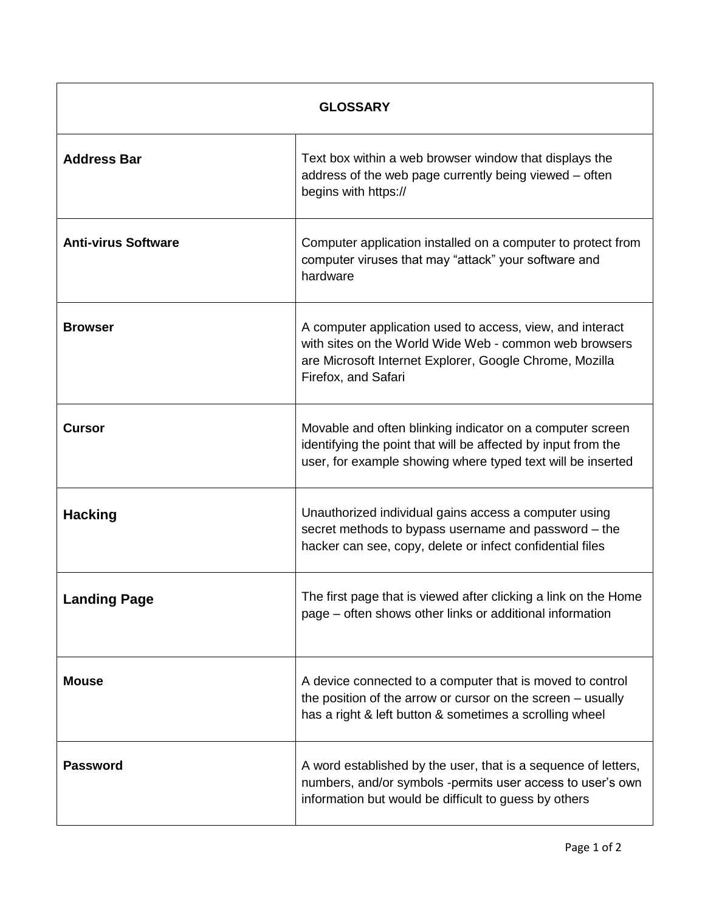| GLOSSARY | |
|---|---|
| **Address Bar** | Text box within a web browser window that displays the address of the web page currently being viewed – often begins with https:// |
| **Anti-virus Software** | Computer application installed on a computer to protect from computer viruses that may "attack" your software and hardware |
| **Browser** | A computer application used to access, view, and interact with sites on the World Wide Web - common web browsers are Microsoft Internet Explorer, Google Chrome, Mozilla Firefox, and Safari |
| **Cursor** | Movable and often blinking indicator on a computer screen identifying the point that will be affected by input from the user, for example showing where typed text will be inserted |
| **Hacking** | Unauthorized individual gains access a computer using secret methods to bypass username and password – the hacker can see, copy, delete or infect confidential files |
| **Landing Page** | The first page that is viewed after clicking a link on the Home page – often shows other links or additional information |
| **Mouse** | A device connected to a computer that is moved to control the position of the arrow or cursor on the screen – usually has a right & left button & sometimes a scrolling wheel |
| **Password** | A word established by the user, that is a sequence of letters, numbers, and/or symbols -permits user access to user's own information but would be difficult to guess by others |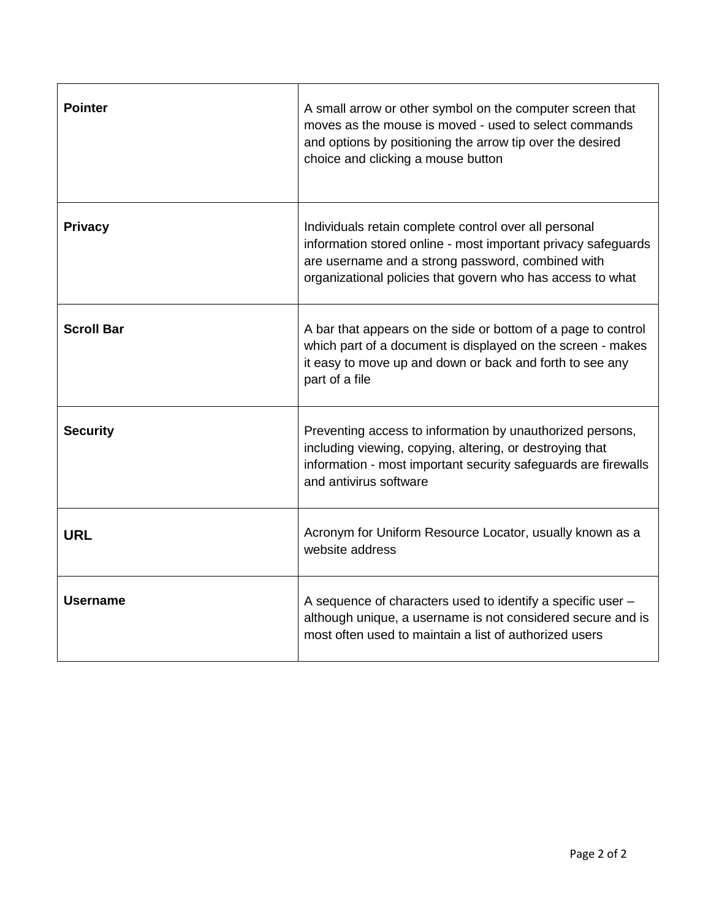| | |
|---|---|
| **Pointer** | A small arrow or other symbol on the computer screen that moves as the mouse is moved - used to select commands and options by positioning the arrow tip over the desired choice and clicking a mouse button |
| **Privacy** | Individuals retain complete control over all personal information stored online - most important privacy safeguards are username and a strong password, combined with organizational policies that govern who has access to what |
| **Scroll Bar** | A bar that appears on the side or bottom of a page to control which part of a document is displayed on the screen - makes it easy to move up and down or back and forth to see any part of a file |
| **Security** | Preventing access to information by unauthorized persons, including viewing, copying, altering, or destroying that information - most important security safeguards are firewalls and antivirus software |
| **URL** | Acronym for Uniform Resource Locator, usually known as a website address |
| **Username** | A sequence of characters used to identify a specific user – although unique, a username is not considered secure and is most often used to maintain a list of authorized users |